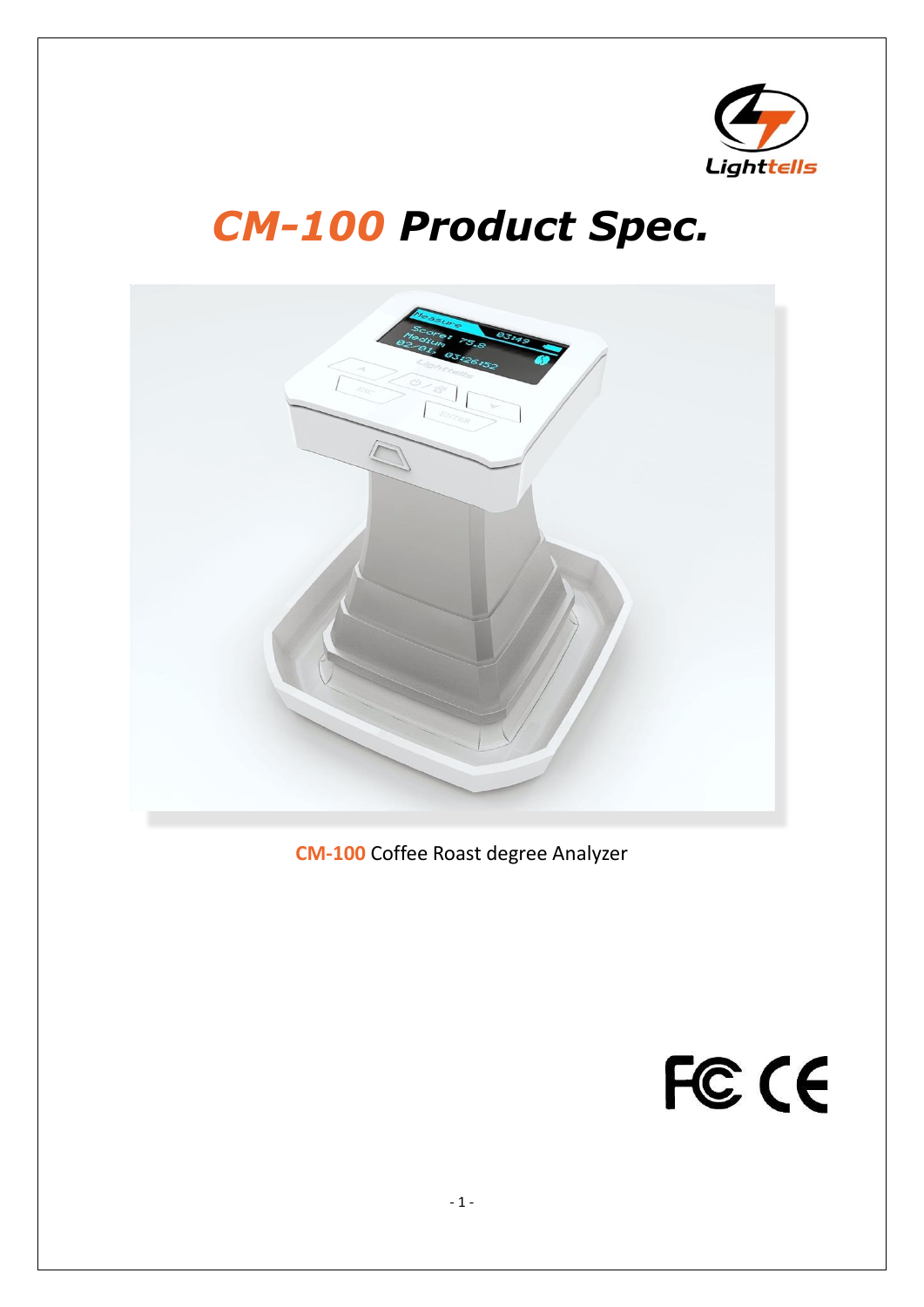# *CM-100 Product Spec.*

**CM-100** Coffee Roast degree Analyzer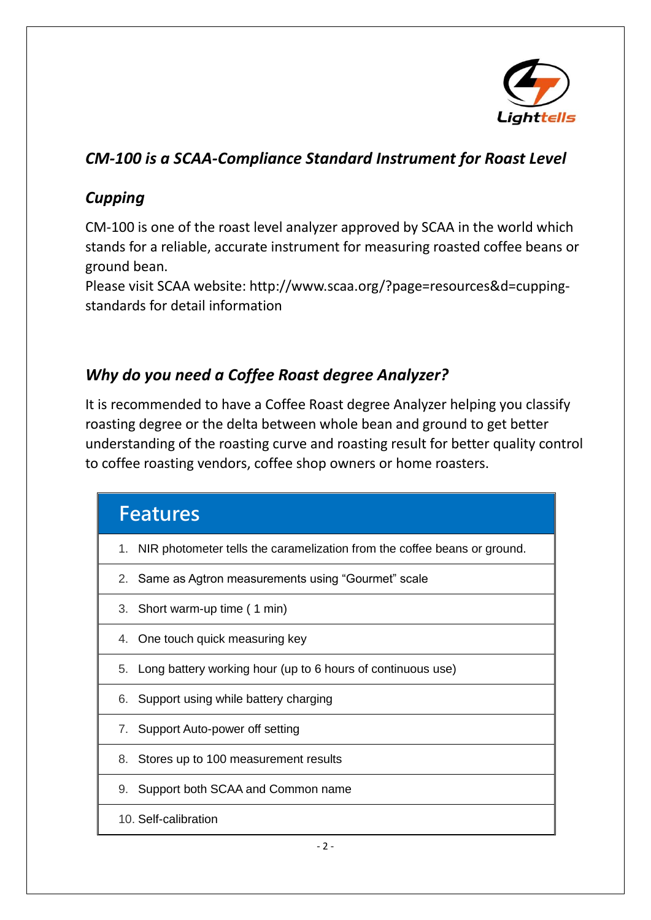## *CM-100 is a SCAA-Compliance Standard Instrument for Roast Level Cupping*

CM-100 is one of the roast level analyzer approved by SCAA in the world which stands for a reliable, accurate instrument for measuring roasted coffee beans or ground bean.
Please visit SCAA website: http://www.scaa.org/?page=resources&d=cupping-standards for detail information

## *Why do you need a Coffee Roast degree Analyzer?*

It is recommended to have a Coffee Roast degree Analyzer helping you classify roasting degree or the delta between whole bean and ground to get better understanding of the roasting curve and roasting result for better quality control to coffee roasting vendors, coffee shop owners or home roasters.

| Features |
| --- |
| 1. NIR photometer tells the caramelization from the coffee beans or ground. |
| 2. Same as Agtron measurements using “Gourmet” scale |
| 3. Short warm-up time ( 1 min) |
| 4. One touch quick measuring key |
| 5. Long battery working hour (up to 6 hours of continuous use) |
| 6. Support using while battery charging |
| 7. Support Auto-power off setting |
| 8. Stores up to 100 measurement results |
| 9. Support both SCAA and Common name |
| 10. Self-calibration |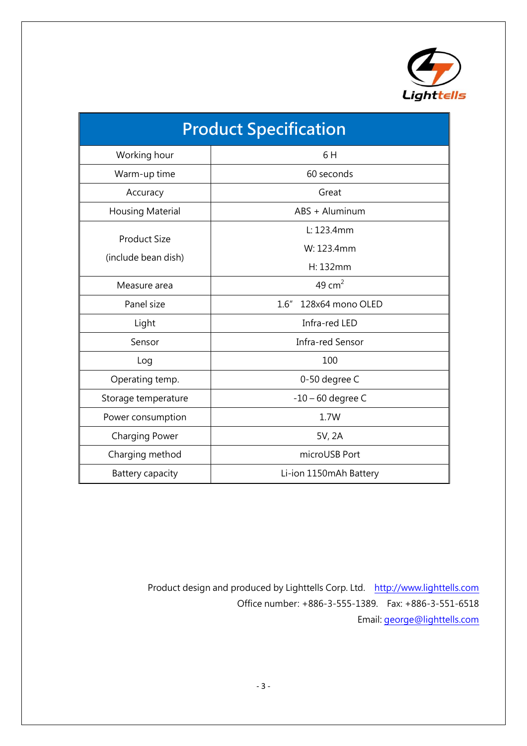Lighttells

| Product Specification | |
|---|---|
| Working hour | 6 H |
| Warm-up time | 60 seconds |
| Accuracy | Great |
| Housing Material | ABS + Aluminum |
| Product Size (include bean dish) | L: 123.4mm W: 123.4mm H: 132mm |
| Measure area | 49 $cm^2$ |
| Panel size | 1.6″ 128x64 mono OLED |
| Light | Infra-red LED |
| Sensor | Infra-red Sensor |
| Log | 100 |
| Operating temp. | 0-50 degree C |
| Storage temperature | -10 – 60 degree C |
| Power consumption | 1.7W |
| Charging Power | 5V, 2A |
| Charging method | microUSB Port |
| Battery capacity | Li-ion 1150mAh Battery |

Product design and produced by Lighttells Corp. Ltd. http://www.lighttells.com
Office number: +886-3-555-1389. Fax: +886-3-551-6518
Email: george@lighttells.com